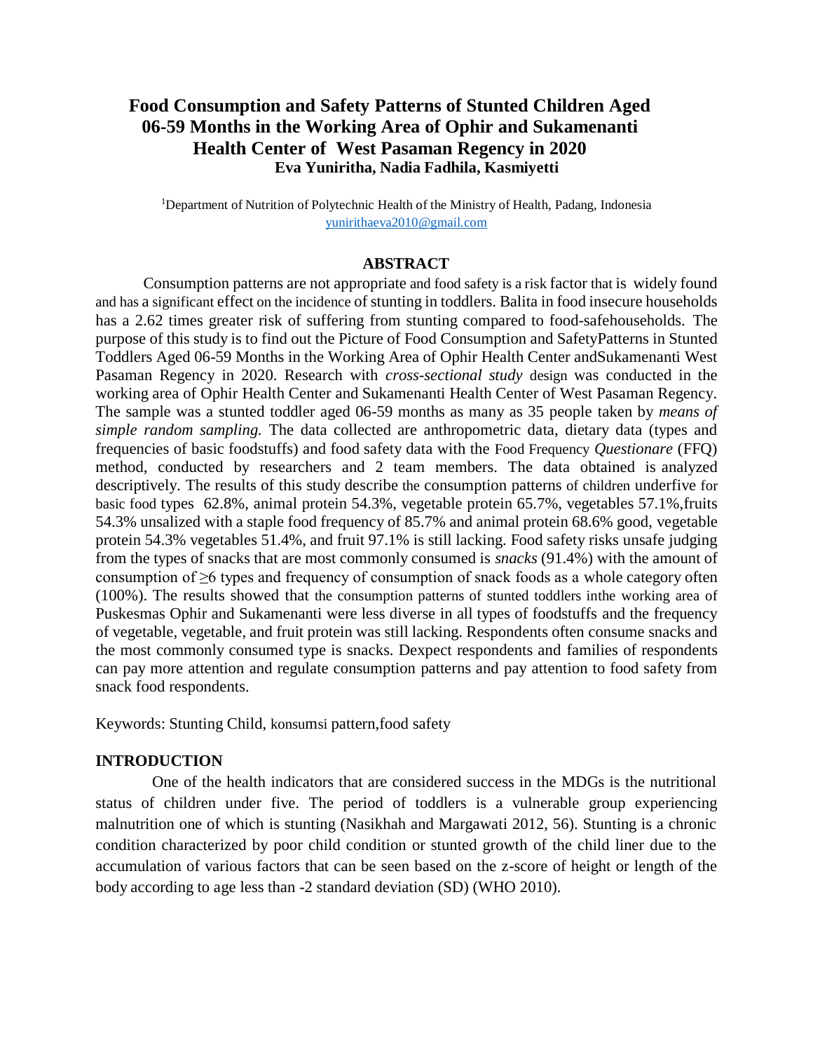# Food Consumption and Safety Patterns of Stunted Children Aged 06-59 Months in the Working Area of Ophir and Sukamenanti Health Center of West Pasaman Regency in 2020

**Eva Yuniritha, Nadia Fadhila, Kasmiyetti**

[1]Department of Nutrition of Polytechnic Health of the Ministry of Health, Padang, Indonesia
yunirithaeva2010@gmail.com

## ABSTRACT

Consumption patterns are not appropriate and food safety is a risk factor that is widely found and has a significant effect on the incidence of stunting in toddlers. Balita in food insecure households has a 2.62 times greater risk of suffering from stunting compared to food-safehouseholds. The purpose of this study is to find out the Picture of Food Consumption and SafetyPatterns in Stunted Toddlers Aged 06-59 Months in the Working Area of Ophir Health Center andSukamenanti West Pasaman Regency in 2020. Research with *cross-sectional study* design was conducted in the working area of Ophir Health Center and Sukamenanti Health Center of West Pasaman Regency. The sample was a stunted toddler aged 06-59 months as many as 35 people taken by *means of simple random sampling.* The data collected are anthropometric data, dietary data (types and frequencies of basic foodstuffs) and food safety data with the Food Frequency *Questionare* (FFQ) method, conducted by researchers and 2 team members. The data obtained is analyzed descriptively. The results of this study describe the consumption patterns of children underfive for basic food types 62.8%, animal protein 54.3%, vegetable protein 65.7%, vegetables 57.1%,fruits 54.3% unsalized with a staple food frequency of 85.7% and animal protein 68.6% good, vegetable protein 54.3% vegetables 51.4%, and fruit 97.1% is still lacking. Food safety risks unsafe judging from the types of snacks that are most commonly consumed is *snacks* (91.4%) with the amount of consumption of ≥6 types and frequency of consumption of snack foods as a whole category often (100%). The results showed that the consumption patterns of stunted toddlers inthe working area of Puskesmas Ophir and Sukamenanti were less diverse in all types of foodstuffs and the frequency of vegetable, vegetable, and fruit protein was still lacking. Respondents often consume snacks and the most commonly consumed type is snacks. Dexpect respondents and families of respondents can pay more attention and regulate consumption patterns and pay attention to food safety from snack food respondents.

Keywords: Stunting Child, konsumsi pattern,food safety

## INTRODUCTION

One of the health indicators that are considered success in the MDGs is the nutritional status of children under five. The period of toddlers is a vulnerable group experiencing malnutrition one of which is stunting (Nasikhah and Margawati 2012, 56). Stunting is a chronic condition characterized by poor child condition or stunted growth of the child liner due to the accumulation of various factors that can be seen based on the z-score of height or length of the body according to age less than -2 standard deviation (SD) (WHO 2010).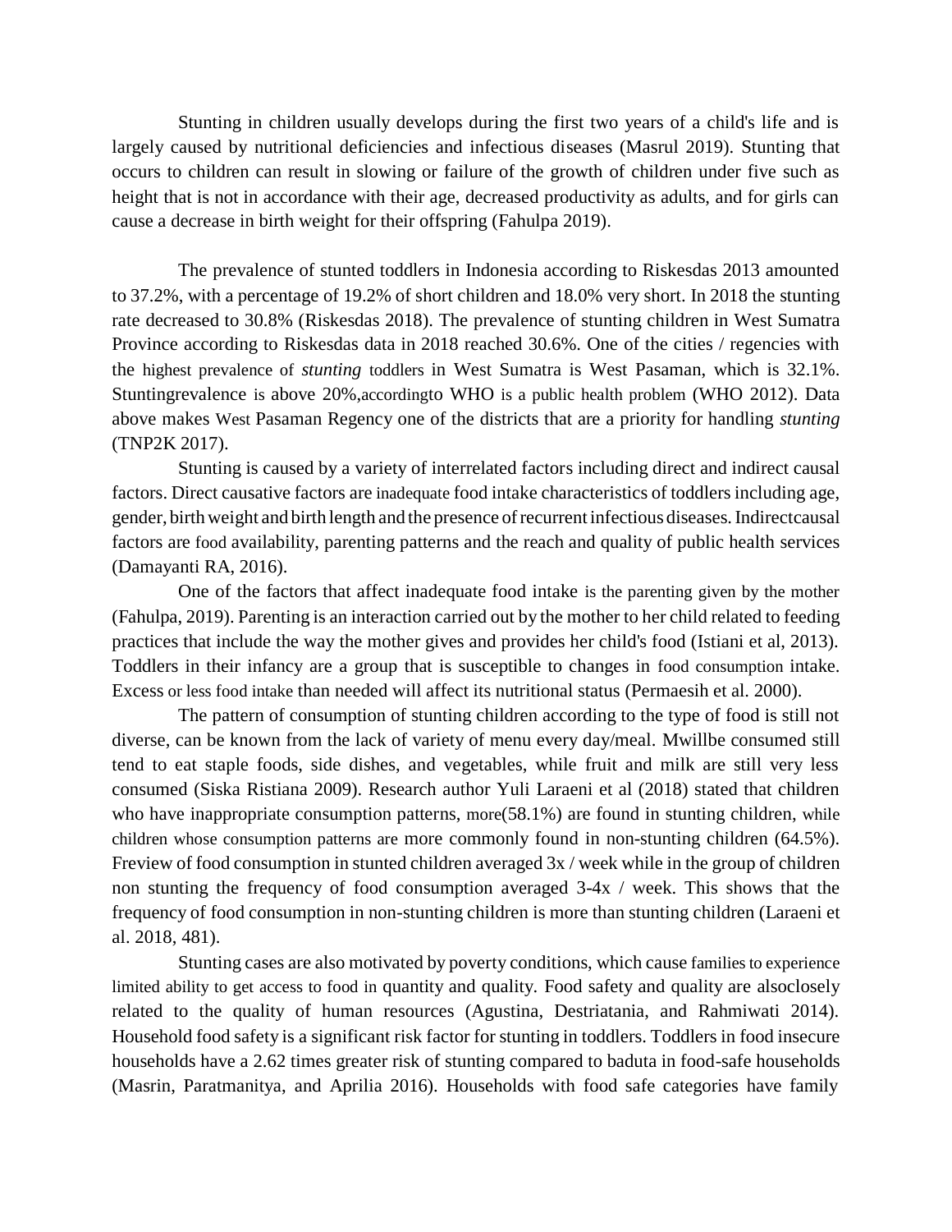Stunting in children usually develops during the first two years of a child's life and is largely caused by nutritional deficiencies and infectious diseases (Masrul 2019). Stunting that occurs to children can result in slowing or failure of the growth of children under five such as height that is not in accordance with their age, decreased productivity as adults, and for girls can cause a decrease in birth weight for their offspring (Fahulpa 2019).

The prevalence of stunted toddlers in Indonesia according to Riskesdas 2013 amounted to 37.2%, with a percentage of 19.2% of short children and 18.0% very short. In 2018 the stunting rate decreased to 30.8% (Riskesdas 2018). The prevalence of stunting children in West Sumatra Province according to Riskesdas data in 2018 reached 30.6%. One of the cities / regencies with the highest prevalence of *stunting* toddlers in West Sumatra is West Pasaman, which is 32.1%. Stuntingrevalence is above 20%,accordingto WHO is a public health problem (WHO 2012). Data above makes West Pasaman Regency one of the districts that are a priority for handling *stunting* (TNP2K 2017).

Stunting is caused by a variety of interrelated factors including direct and indirect causal factors. Direct causative factors are inadequate food intake characteristics of toddlers including age, gender, birth weight and birth length and the presence of recurrent infectious diseases. Indirectcausal factors are food availability, parenting patterns and the reach and quality of public health services (Damayanti RA, 2016).

One of the factors that affect inadequate food intake is the parenting given by the mother (Fahulpa, 2019). Parenting is an interaction carried out by the mother to her child related to feeding practices that include the way the mother gives and provides her child's food (Istiani et al, 2013). Toddlers in their infancy are a group that is susceptible to changes in food consumption intake. Excess or less food intake than needed will affect its nutritional status (Permaesih et al. 2000).

The pattern of consumption of stunting children according to the type of food is still not diverse, can be known from the lack of variety of menu every day/meal. Mwillbe consumed still tend to eat staple foods, side dishes, and vegetables, while fruit and milk are still very less consumed (Siska Ristiana 2009). Research author Yuli Laraeni et al (2018) stated that children who have inappropriate consumption patterns, more(58.1%) are found in stunting children, while children whose consumption patterns are more commonly found in non-stunting children (64.5%). Freview of food consumption in stunted children averaged 3x / week while in the group of children non stunting the frequency of food consumption averaged 3-4x / week. This shows that the frequency of food consumption in non-stunting children is more than stunting children (Laraeni et al. 2018, 481).

Stunting cases are also motivated by poverty conditions, which cause families to experience limited ability to get access to food in quantity and quality. Food safety and quality are alsoclosely related to the quality of human resources (Agustina, Destriatania, and Rahmiwati 2014). Household food safety is a significant risk factor for stunting in toddlers. Toddlers in food insecure households have a 2.62 times greater risk of stunting compared to baduta in food-safe households (Masrin, Paratmanitya, and Aprilia 2016). Households with food safe categories have family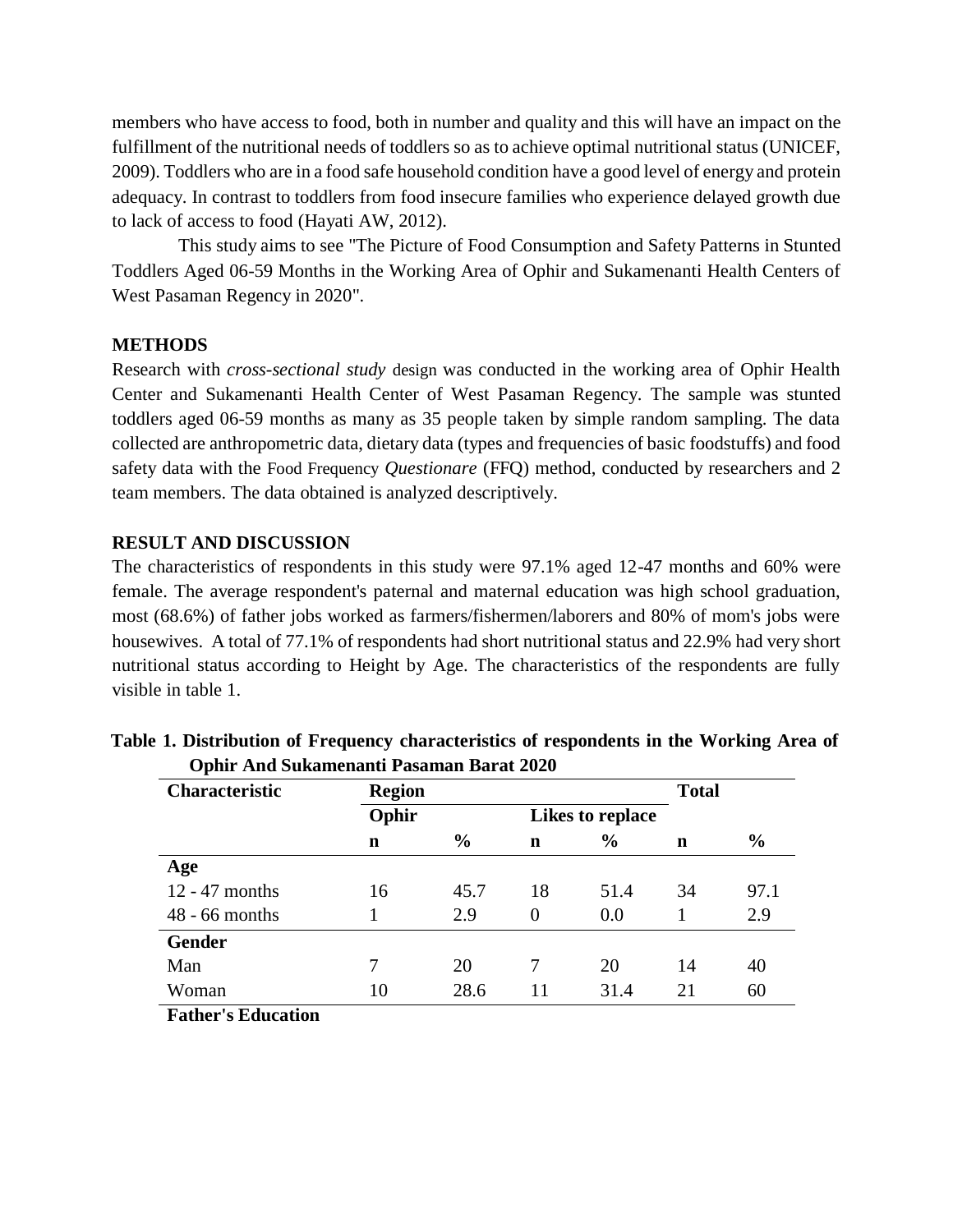members who have access to food, both in number and quality and this will have an impact on the fulfillment of the nutritional needs of toddlers so as to achieve optimal nutritional status (UNICEF, 2009). Toddlers who are in a food safe household condition have a good level of energy and protein adequacy. In contrast to toddlers from food insecure families who experience delayed growth due to lack of access to food (Hayati AW, 2012).

This study aims to see "The Picture of Food Consumption and Safety Patterns in Stunted Toddlers Aged 06-59 Months in the Working Area of Ophir and Sukamenanti Health Centers of West Pasaman Regency in 2020".

## METHODS

Research with *cross-sectional study* design was conducted in the working area of Ophir Health Center and Sukamenanti Health Center of West Pasaman Regency. The sample was stunted toddlers aged 06-59 months as many as 35 people taken by simple random sampling. The data collected are anthropometric data, dietary data (types and frequencies of basic foodstuffs) and food safety data with the Food Frequency *Questionare* (FFQ) method, conducted by researchers and 2 team members. The data obtained is analyzed descriptively.

## RESULT AND DISCUSSION

The characteristics of respondents in this study were 97.1% aged 12-47 months and 60% were female. The average respondent's paternal and maternal education was high school graduation, most (68.6%) of father jobs worked as farmers/fishermen/laborers and 80% of mom's jobs were housewives. A total of 77.1% of respondents had short nutritional status and 22.9% had very short nutritional status according to Height by Age. The characteristics of the respondents are fully visible in table 1.

**Table 1. Distribution of Frequency characteristics of respondents in the Working Area of Ophir And Sukamenanti Pasaman Barat 2020**

| Characteristic | Region | | | | Total | |
|---|---|---|---|---|---|---|
| | Ophir | | Likes to replace | | | |
| | n | % | n | % | n | % |
| **Age** | | | | | | |
| 12 - 47 months | 16 | 45.7 | 18 | 51.4 | 34 | 97.1 |
| 48 - 66 months | 1 | 2.9 | 0 | 0.0 | 1 | 2.9 |
| **Gender** | | | | | | |
| Man | 7 | 20 | 7 | 20 | 14 | 40 |
| Woman | 10 | 28.6 | 11 | 31.4 | 21 | 60 |
| **Father's Education** | | | | | | |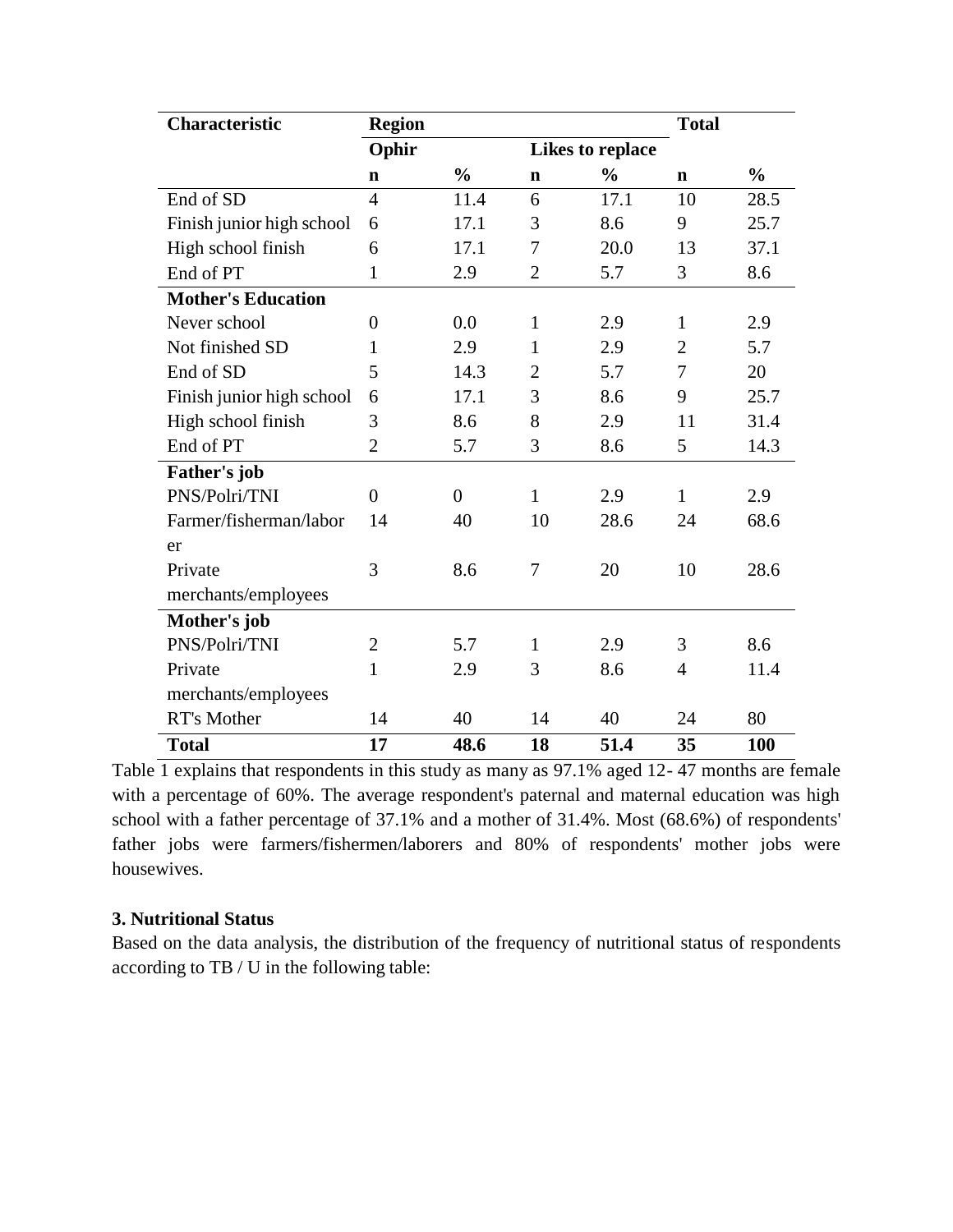| Characteristic | Region | | | | Total | |
|---|---|---|---|---|---|---|
| | Ophir | | Likes to replace | | | |
| | n | % | n | % | n | % |
| End of SD | 4 | 11.4 | 6 | 17.1 | 10 | 28.5 |
| Finish junior high school | 6 | 17.1 | 3 | 8.6 | 9 | 25.7 |
| High school finish | 6 | 17.1 | 7 | 20.0 | 13 | 37.1 |
| End of PT | 1 | 2.9 | 2 | 5.7 | 3 | 8.6 |
| **Mother's Education** | | | | | | |
| Never school | 0 | 0.0 | 1 | 2.9 | 1 | 2.9 |
| Not finished SD | 1 | 2.9 | 1 | 2.9 | 2 | 5.7 |
| End of SD | 5 | 14.3 | 2 | 5.7 | 7 | 20 |
| Finish junior high school | 6 | 17.1 | 3 | 8.6 | 9 | 25.7 |
| High school finish | 3 | 8.6 | 8 | 2.9 | 11 | 31.4 |
| End of PT | 2 | 5.7 | 3 | 8.6 | 5 | 14.3 |
| **Father's job** | | | | | | |
| PNS/Polri/TNI | 0 | 0 | 1 | 2.9 | 1 | 2.9 |
| Farmer/fisherman/laborer | 14 | 40 | 10 | 28.6 | 24 | 68.6 |
| Private merchants/employees | 3 | 8.6 | 7 | 20 | 10 | 28.6 |
| **Mother's job** | | | | | | |
| PNS/Polri/TNI | 2 | 5.7 | 1 | 2.9 | 3 | 8.6 |
| Private merchants/employees | 1 | 2.9 | 3 | 8.6 | 4 | 11.4 |
| RT's Mother | 14 | 40 | 14 | 40 | 24 | 80 |
| **Total** | **17** | **48.6** | **18** | **51.4** | **35** | **100** |

Table 1 explains that respondents in this study as many as 97.1% aged 12- 47 months are female with a percentage of 60%. The average respondent's paternal and maternal education was high school with a father percentage of 37.1% and a mother of 31.4%. Most (68.6%) of respondents' father jobs were farmers/fishermen/laborers and 80% of respondents' mother jobs were housewives.

### 3. Nutritional Status

Based on the data analysis, the distribution of the frequency of nutritional status of respondents according to TB / U in the following table: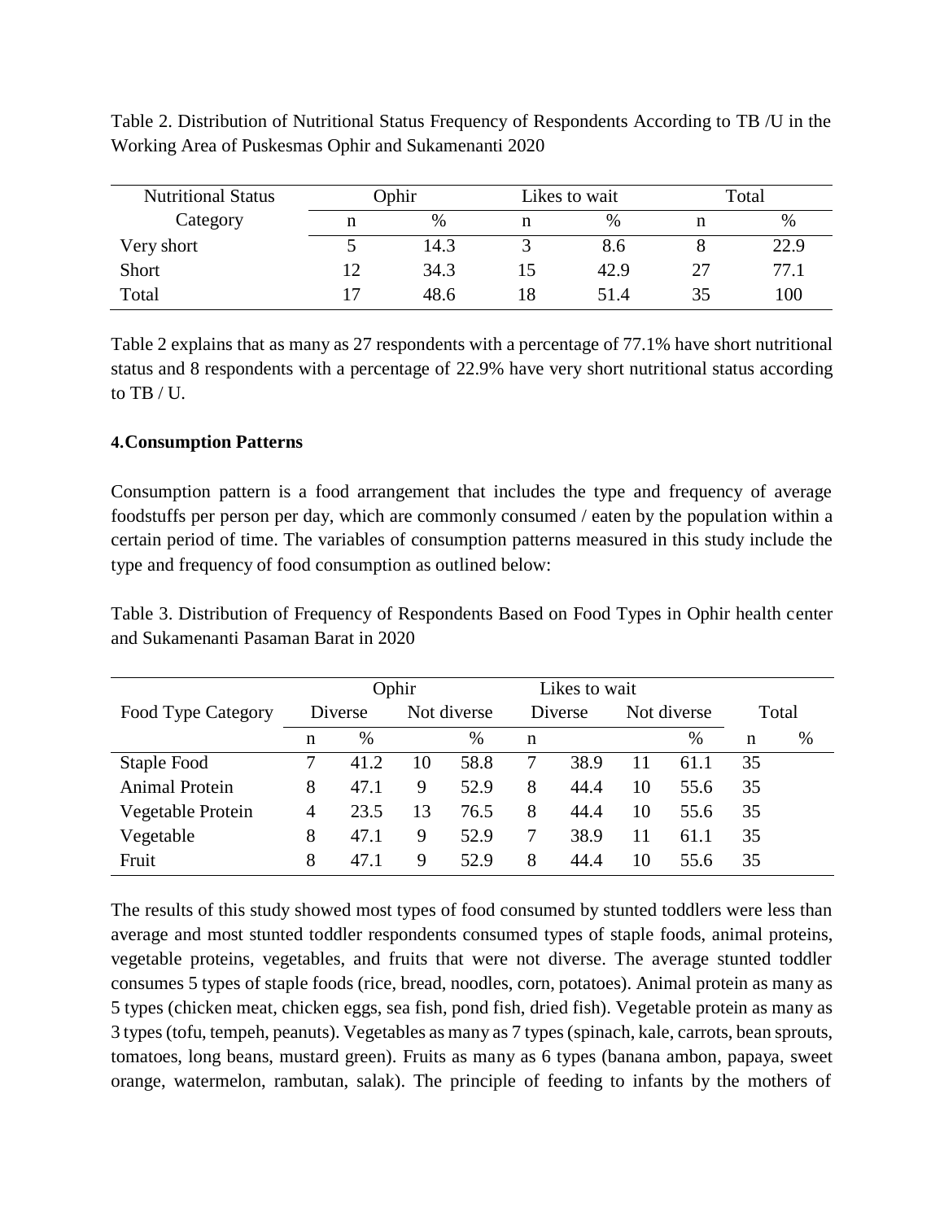Table 2. Distribution of Nutritional Status Frequency of Respondents According to TB /U in the Working Area of Puskesmas Ophir and Sukamenanti 2020

| Nutritional Status | Ophir | | Likes to wait | | Total | |
|---|---|---|---|---|---|---|
| Category | n | % | n | % | n | % |
| Very short | 5 | 14.3 | 3 | 8.6 | 8 | 22.9 |
| Short | 12 | 34.3 | 15 | 42.9 | 27 | 77.1 |
| Total | 17 | 48.6 | 18 | 51.4 | 35 | 100 |

Table 2 explains that as many as 27 respondents with a percentage of 77.1% have short nutritional status and 8 respondents with a percentage of 22.9% have very short nutritional status according to TB / U.

**4.Consumption Patterns**

Consumption pattern is a food arrangement that includes the type and frequency of average foodstuffs per person per day, which are commonly consumed / eaten by the population within a certain period of time. The variables of consumption patterns measured in this study include the type and frequency of food consumption as outlined below:

Table 3. Distribution of Frequency of Respondents Based on Food Types in Ophir health center and Sukamenanti Pasaman Barat in 2020

| | Ophir | | | | Likes to wait | | | | | |
|---|---|---|---|---|---|---|---|---|---|---|
| Food Type Category | Diverse | | Not diverse | | Diverse | | Not diverse | | Total | |
| | n | % | | % | n | | | % | n | % |
| Staple Food | 7 | 41.2 | 10 | 58.8 | 7 | 38.9 | 11 | 61.1 | 35 | |
| Animal Protein | 8 | 47.1 | 9 | 52.9 | 8 | 44.4 | 10 | 55.6 | 35 | |
| Vegetable Protein | 4 | 23.5 | 13 | 76.5 | 8 | 44.4 | 10 | 55.6 | 35 | |
| Vegetable | 8 | 47.1 | 9 | 52.9 | 7 | 38.9 | 11 | 61.1 | 35 | |
| Fruit | 8 | 47.1 | 9 | 52.9 | 8 | 44.4 | 10 | 55.6 | 35 | |

The results of this study showed most types of food consumed by stunted toddlers were less than average and most stunted toddler respondents consumed types of staple foods, animal proteins, vegetable proteins, vegetables, and fruits that were not diverse. The average stunted toddler consumes 5 types of staple foods (rice, bread, noodles, corn, potatoes). Animal protein as many as 5 types (chicken meat, chicken eggs, sea fish, pond fish, dried fish). Vegetable protein as many as 3 types (tofu, tempeh, peanuts). Vegetables as many as 7 types (spinach, kale, carrots, bean sprouts, tomatoes, long beans, mustard green). Fruits as many as 6 types (banana ambon, papaya, sweet orange, watermelon, rambutan, salak). The principle of feeding to infants by the mothers of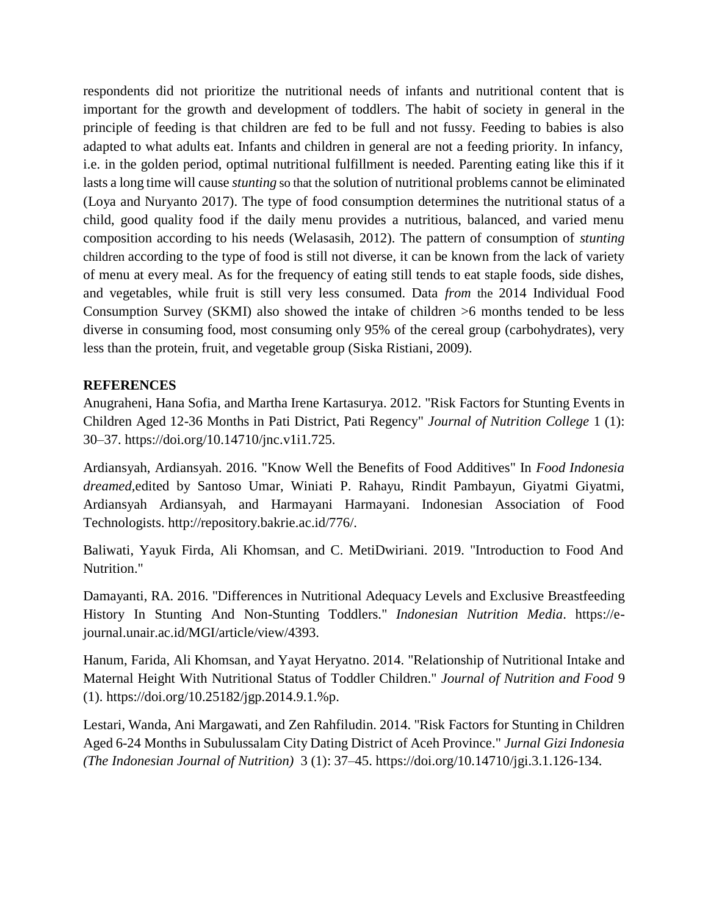respondents did not prioritize the nutritional needs of infants and nutritional content that is important for the growth and development of toddlers. The habit of society in general in the principle of feeding is that children are fed to be full and not fussy. Feeding to babies is also adapted to what adults eat. Infants and children in general are not a feeding priority. In infancy, i.e. in the golden period, optimal nutritional fulfillment is needed. Parenting eating like this if it lasts a long time will cause *stunting* so that the solution of nutritional problems cannot be eliminated (Loya and Nuryanto 2017). The type of food consumption determines the nutritional status of a child, good quality food if the daily menu provides a nutritious, balanced, and varied menu composition according to his needs (Welasasih, 2012). The pattern of consumption of *stunting* children according to the type of food is still not diverse, it can be known from the lack of variety of menu at every meal. As for the frequency of eating still tends to eat staple foods, side dishes, and vegetables, while fruit is still very less consumed. Data *from* the 2014 Individual Food Consumption Survey (SKMI) also showed the intake of children >6 months tended to be less diverse in consuming food, most consuming only 95% of the cereal group (carbohydrates), very less than the protein, fruit, and vegetable group (Siska Ristiani, 2009).

## REFERENCES

Anugraheni, Hana Sofia, and Martha Irene Kartasurya. 2012. "Risk Factors for Stunting Events in Children Aged 12-36 Months in Pati District, Pati Regency" *Journal of Nutrition College* 1 (1): 30–37. https://doi.org/10.14710/jnc.v1i1.725.

Ardiansyah, Ardiansyah. 2016. "Know Well the Benefits of Food Additives" In *Food Indonesia dreamed,*edited by Santoso Umar, Winiati P. Rahayu, Rindit Pambayun, Giyatmi Giyatmi, Ardiansyah Ardiansyah, and Harmayani Harmayani. Indonesian Association of Food Technologists. http://repository.bakrie.ac.id/776/.

Baliwati, Yayuk Firda, Ali Khomsan, and C. MetiDwiriani. 2019. "Introduction to Food And Nutrition."

Damayanti, RA. 2016. "Differences in Nutritional Adequacy Levels and Exclusive Breastfeeding History In Stunting And Non-Stunting Toddlers." *Indonesian Nutrition Media*. https://e-journal.unair.ac.id/MGI/article/view/4393.

Hanum, Farida, Ali Khomsan, and Yayat Heryatno. 2014. "Relationship of Nutritional Intake and Maternal Height With Nutritional Status of Toddler Children." *Journal of Nutrition and Food* 9 (1). https://doi.org/10.25182/jgp.2014.9.1.%p.

Lestari, Wanda, Ani Margawati, and Zen Rahfiludin. 2014. "Risk Factors for Stunting in Children Aged 6-24 Months in Subulussalam City Dating District of Aceh Province." *Jurnal Gizi Indonesia (The Indonesian Journal of Nutrition)* 3 (1): 37–45. https://doi.org/10.14710/jgi.3.1.126-134.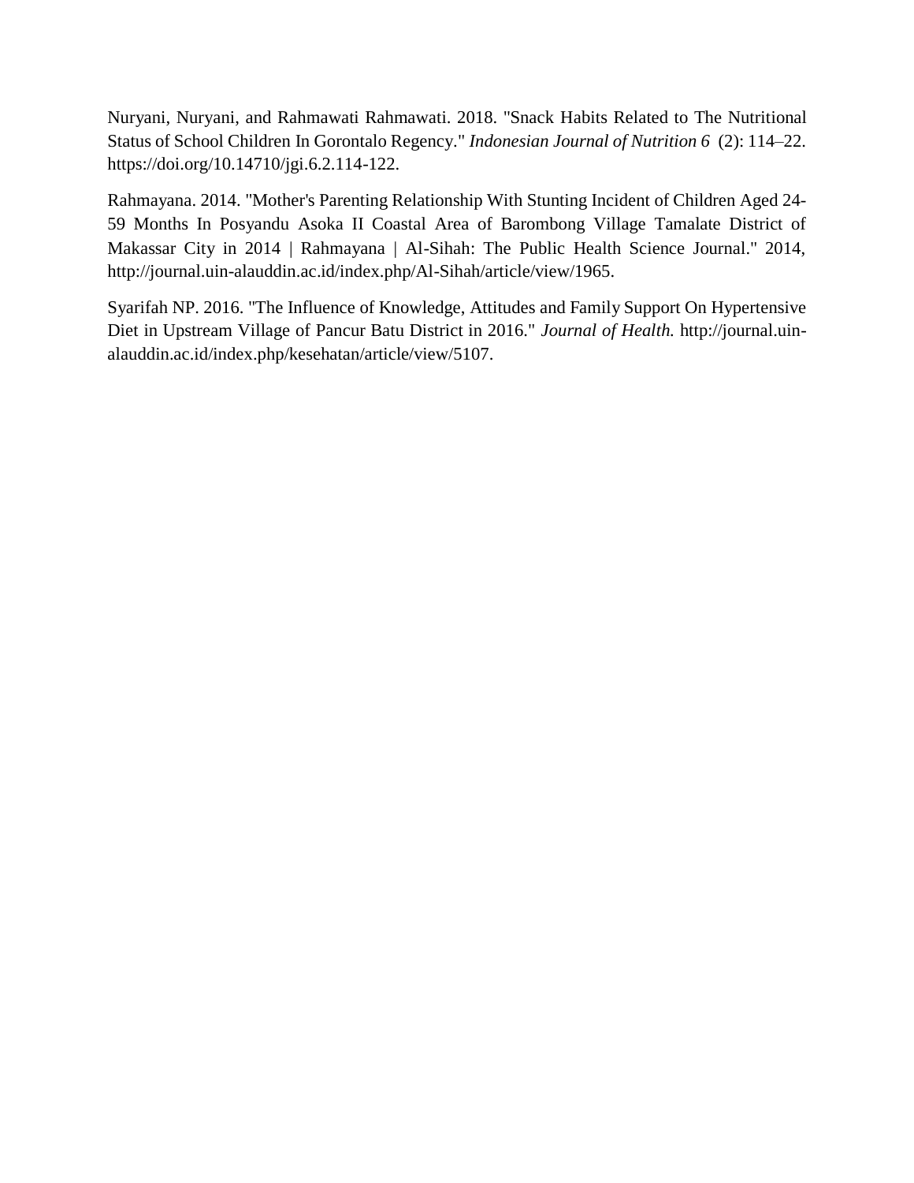Nuryani, Nuryani, and Rahmawati Rahmawati. 2018. "Snack Habits Related to The Nutritional Status of School Children In Gorontalo Regency." *Indonesian Journal of Nutrition 6* (2): 114–22. https://doi.org/10.14710/jgi.6.2.114-122.

Rahmayana. 2014. "Mother's Parenting Relationship With Stunting Incident of Children Aged 24-59 Months In Posyandu Asoka II Coastal Area of Barombong Village Tamalate District of Makassar City in 2014 | Rahmayana | Al-Sihah: The Public Health Science Journal." 2014, http://journal.uin-alauddin.ac.id/index.php/Al-Sihah/article/view/1965.

Syarifah NP. 2016. "The Influence of Knowledge, Attitudes and Family Support On Hypertensive Diet in Upstream Village of Pancur Batu District in 2016." *Journal of Health.* http://journal.uin-alauddin.ac.id/index.php/kesehatan/article/view/5107.